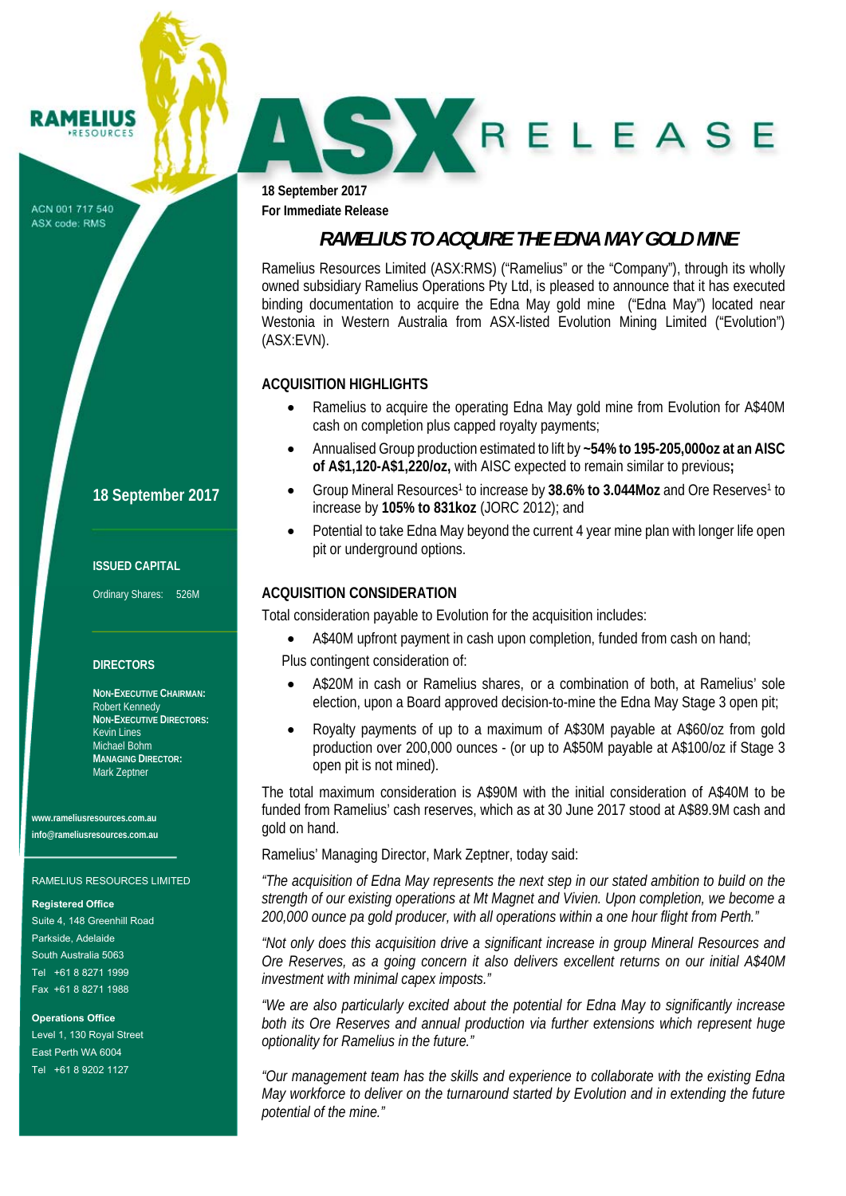RAMELIUS RESOURCES

ACN 001 717 540
ASX code: RMS

# ASX RELEASE

**18 September 2017**
**For Immediate Release**

## RAMELIUS TO ACQUIRE THE EDNA MAY GOLD MINE

Ramelius Resources Limited (ASX:RMS) ("Ramelius" or the "Company"), through its wholly owned subsidiary Ramelius Operations Pty Ltd, is pleased to announce that it has executed binding documentation to acquire the Edna May gold mine ("Edna May") located near Westonia in Western Australia from ASX-listed Evolution Mining Limited ("Evolution") (ASX:EVN).

### ACQUISITION HIGHLIGHTS

- Ramelius to acquire the operating Edna May gold mine from Evolution for A$40M cash on completion plus capped royalty payments;
- Annualised Group production estimated to lift by **~54% to 195-205,000oz at an AISC of A$1,120-A$1,220/oz,** with AISC expected to remain similar to previous**;**
- Group Mineral Resources[1] to increase by **38.6% to 3.044Moz** and Ore Reserves[1] to increase by **105% to 831koz** (JORC 2012); and
- Potential to take Edna May beyond the current 4 year mine plan with longer life open pit or underground options.

### ACQUISITION CONSIDERATION

Total consideration payable to Evolution for the acquisition includes:

- A$40M upfront payment in cash upon completion, funded from cash on hand;

Plus contingent consideration of:

- A$20M in cash or Ramelius shares, or a combination of both, at Ramelius' sole election, upon a Board approved decision-to-mine the Edna May Stage 3 open pit;
- Royalty payments of up to a maximum of A$30M payable at A$60/oz from gold production over 200,000 ounces - (or up to A$50M payable at A$100/oz if Stage 3 open pit is not mined).

The total maximum consideration is A$90M with the initial consideration of A$40M to be funded from Ramelius' cash reserves, which as at 30 June 2017 stood at A$89.9M cash and gold on hand.

Ramelius' Managing Director, Mark Zeptner, today said:

*"The acquisition of Edna May represents the next step in our stated ambition to build on the strength of our existing operations at Mt Magnet and Vivien. Upon completion, we become a 200,000 ounce pa gold producer, with all operations within a one hour flight from Perth."*

*"Not only does this acquisition drive a significant increase in group Mineral Resources and Ore Reserves, as a going concern it also delivers excellent returns on our initial A$40M investment with minimal capex imposts."*

*"We are also particularly excited about the potential for Edna May to significantly increase both its Ore Reserves and annual production via further extensions which represent huge optionality for Ramelius in the future."*

*"Our management team has the skills and experience to collaborate with the existing Edna May workforce to deliver on the turnaround started by Evolution and in extending the future potential of the mine."*

---

**18 September 2017**

**ISSUED CAPITAL**

Ordinary Shares: 526M

**DIRECTORS**

**NON-EXECUTIVE CHAIRMAN:**
Robert Kennedy
**NON-EXECUTIVE DIRECTORS:**
Kevin Lines
Michael Bohm
**MANAGING DIRECTOR:**
Mark Zeptner

**www.rameliusresources.com.au**
**info@rameliusresources.com.au**

RAMELIUS RESOURCES LIMITED

**Registered Office**
Suite 4, 148 Greenhill Road
Parkside, Adelaide
South Australia 5063
Tel +61 8 8271 1999
Fax +61 8 8271 1988

**Operations Office**
Level 1, 130 Royal Street
East Perth WA 6004
Tel +61 8 9202 1127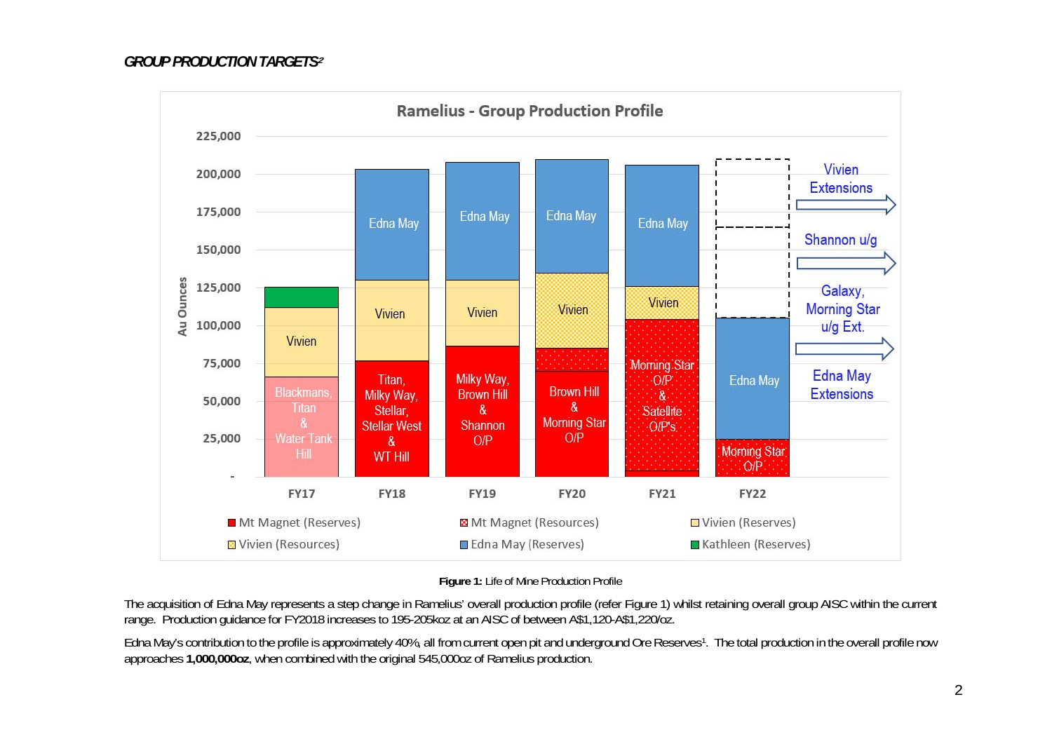***GROUP PRODUCTION TARGETS[2]***

**Figure 1:** Life of Mine Production Profile

The acquisition of Edna May represents a step change in Ramelius' overall production profile (refer Figure 1) whilst retaining overall group AISC within the current range. Production guidance for FY2018 increases to 195-205koz at an AISC of between A$1,120-A$1,220/oz.

Edna May's contribution to the profile is approximately 40%, all from current open pit and underground Ore Reserves[1]. The total production in the overall profile now approaches **1,000,000oz**, when combined with the original 545,000oz of Ramelius production.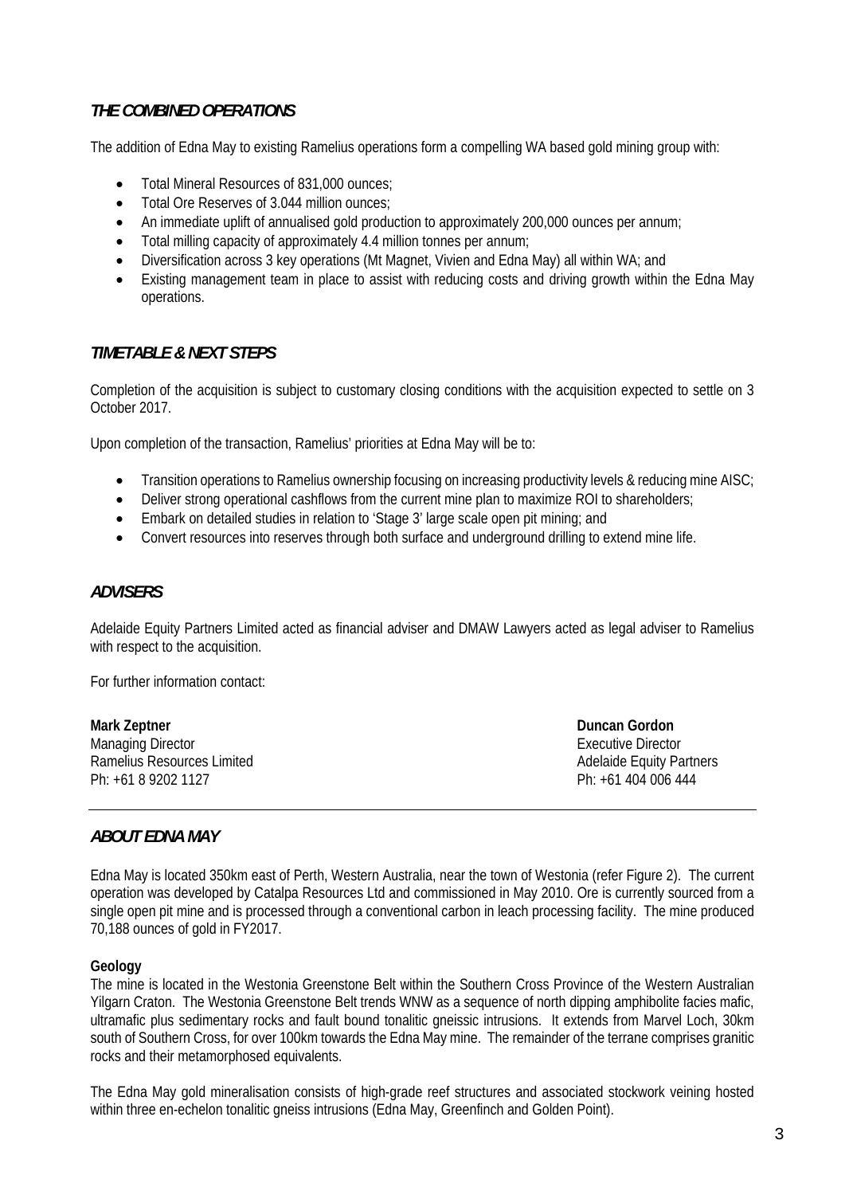## *THE COMBINED OPERATIONS*

The addition of Edna May to existing Ramelius operations form a compelling WA based gold mining group with:

- Total Mineral Resources of 831,000 ounces;
- Total Ore Reserves of 3.044 million ounces;
- An immediate uplift of annualised gold production to approximately 200,000 ounces per annum;
- Total milling capacity of approximately 4.4 million tonnes per annum;
- Diversification across 3 key operations (Mt Magnet, Vivien and Edna May) all within WA; and
- Existing management team in place to assist with reducing costs and driving growth within the Edna May operations.

## *TIMETABLE & NEXT STEPS*

Completion of the acquisition is subject to customary closing conditions with the acquisition expected to settle on 3 October 2017.

Upon completion of the transaction, Ramelius' priorities at Edna May will be to:

- Transition operations to Ramelius ownership focusing on increasing productivity levels & reducing mine AISC;
- Deliver strong operational cashflows from the current mine plan to maximize ROI to shareholders;
- Embark on detailed studies in relation to 'Stage 3' large scale open pit mining; and
- Convert resources into reserves through both surface and underground drilling to extend mine life.

## *ADVISERS*

Adelaide Equity Partners Limited acted as financial adviser and DMAW Lawyers acted as legal adviser to Ramelius with respect to the acquisition.

For further information contact:

**Mark Zeptner**
Managing Director
Ramelius Resources Limited
Ph: +61 8 9202 1127

**Duncan Gordon**
Executive Director
Adelaide Equity Partners
Ph: +61 404 006 444

---

## *ABOUT EDNA MAY*

Edna May is located 350km east of Perth, Western Australia, near the town of Westonia (refer Figure 2). The current operation was developed by Catalpa Resources Ltd and commissioned in May 2010. Ore is currently sourced from a single open pit mine and is processed through a conventional carbon in leach processing facility. The mine produced 70,188 ounces of gold in FY2017.

**Geology**

The mine is located in the Westonia Greenstone Belt within the Southern Cross Province of the Western Australian Yilgarn Craton. The Westonia Greenstone Belt trends WNW as a sequence of north dipping amphibolite facies mafic, ultramafic plus sedimentary rocks and fault bound tonalitic gneissic intrusions. It extends from Marvel Loch, 30km south of Southern Cross, for over 100km towards the Edna May mine. The remainder of the terrane comprises granitic rocks and their metamorphosed equivalents.

The Edna May gold mineralisation consists of high-grade reef structures and associated stockwork veining hosted within three en-echelon tonalitic gneiss intrusions (Edna May, Greenfinch and Golden Point).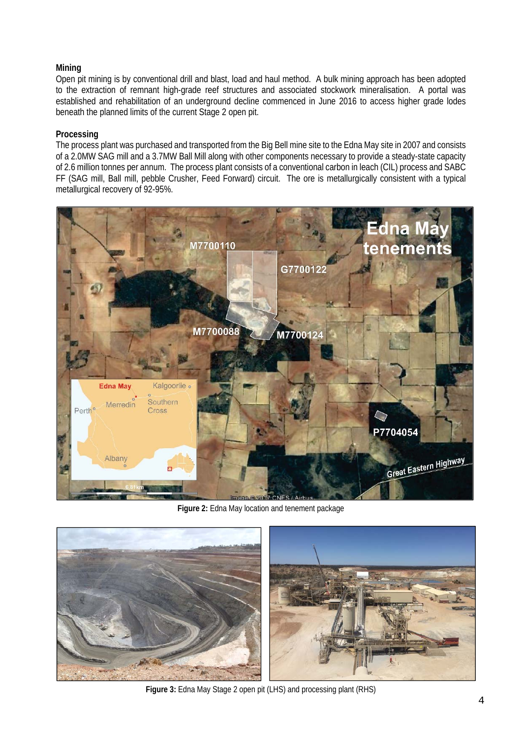**Mining**

Open pit mining is by conventional drill and blast, load and haul method. A bulk mining approach has been adopted to the extraction of remnant high-grade reef structures and associated stockwork mineralisation. A portal was established and rehabilitation of an underground decline commenced in June 2016 to access higher grade lodes beneath the planned limits of the current Stage 2 open pit.

**Processing**

The process plant was purchased and transported from the Big Bell mine site to the Edna May site in 2007 and consists of a 2.0MW SAG mill and a 3.7MW Ball Mill along with other components necessary to provide a steady-state capacity of 2.6 million tonnes per annum. The process plant consists of a conventional carbon in leach (CIL) process and SABC FF (SAG mill, Ball mill, pebble Crusher, Feed Forward) circuit. The ore is metallurgically consistent with a typical metallurgical recovery of 92-95%.

**Figure 2:** Edna May location and tenement package

**Figure 3:** Edna May Stage 2 open pit (LHS) and processing plant (RHS)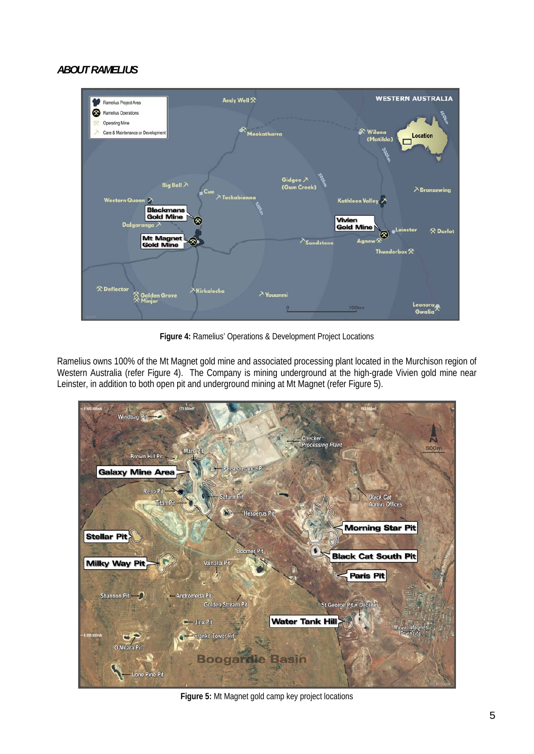## *ABOUT RAMELIUS*

**Figure 4:** Ramelius' Operations & Development Project Locations

Ramelius owns 100% of the Mt Magnet gold mine and associated processing plant located in the Murchison region of Western Australia (refer Figure 4). The Company is mining underground at the high-grade Vivien gold mine near Leinster, in addition to both open pit and underground mining at Mt Magnet (refer Figure 5).

**Figure 5:** Mt Magnet gold camp key project locations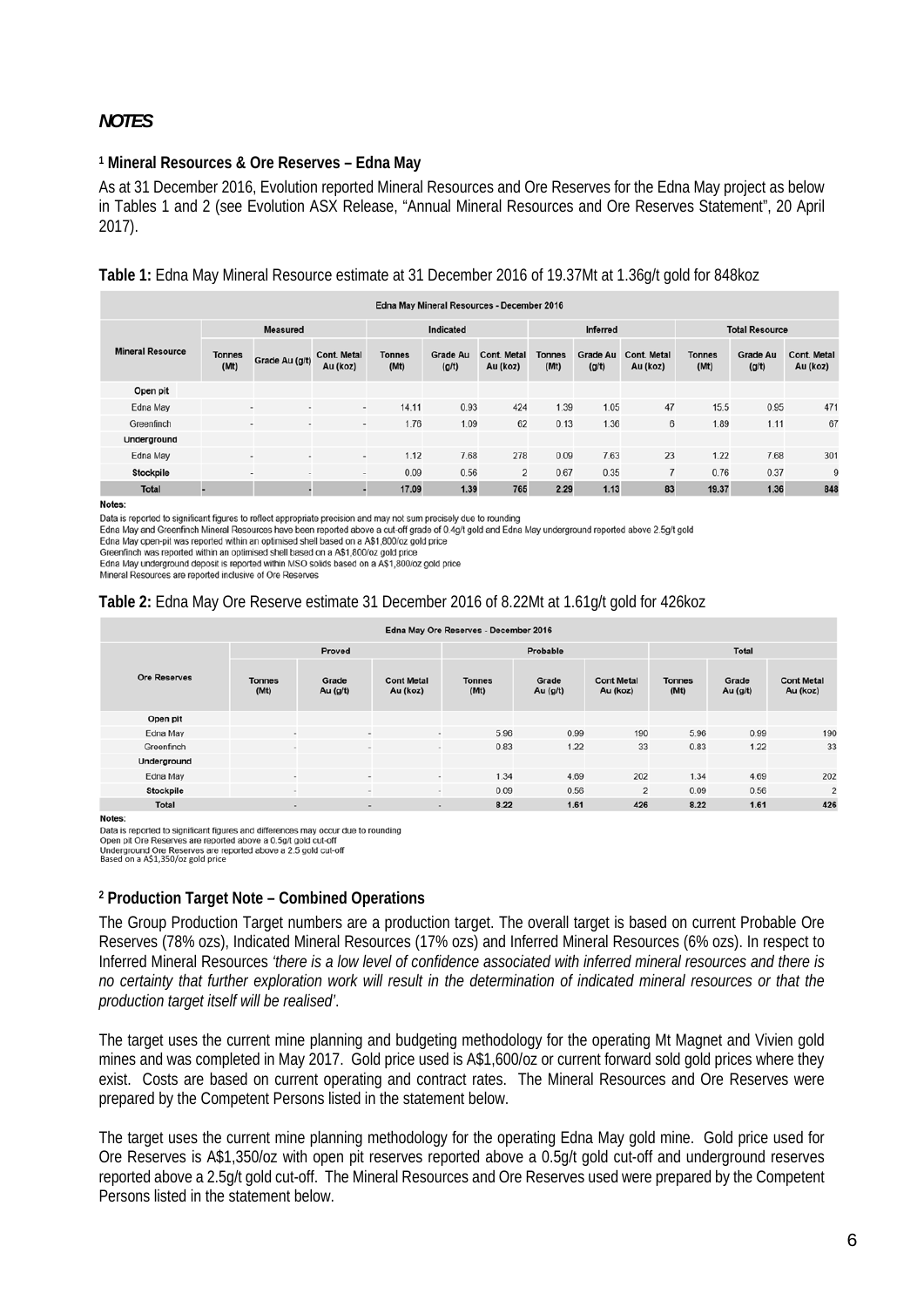## *NOTES*

### [1] Mineral Resources & Ore Reserves – Edna May

As at 31 December 2016, Evolution reported Mineral Resources and Ore Reserves for the Edna May project as below in Tables 1 and 2 (see Evolution ASX Release, "Annual Mineral Resources and Ore Reserves Statement", 20 April 2017).

**Table 1:** Edna May Mineral Resource estimate at 31 December 2016 of 19.37Mt at 1.36g/t gold for 848koz

| Edna May Mineral Resources - December 2016 | | | | | | | | | | | | |
|---|---|---|---|---|---|---|---|---|---|---|---|---|
| Mineral Resource | Measured | | | Indicated | | | Inferred | | | Total Resource | | |
| | Tonnes (Mt) | Grade Au (g/t) | Cont. Metal Au (koz) | Tonnes (Mt) | Grade Au (g/t) | Cont. Metal Au (koz) | Tonnes (Mt) | Grade Au (g/t) | Cont. Metal Au (koz) | Tonnes (Mt) | Grade Au (g/t) | Cont. Metal Au (koz) |
| Open pit | | | | | | | | | | | | |
| Edna May | - | - | - | 14.11 | 0.93 | 424 | 1.39 | 1.05 | 47 | 15.5 | 0.95 | 471 |
| Greenfinch | - | - | - | 1.76 | 1.09 | 62 | 0.13 | 1.36 | 6 | 1.89 | 1.11 | 67 |
| Underground | | | | | | | | | | | | |
| Edna May | - | - | - | 1.12 | 7.68 | 278 | 0.09 | 7.63 | 23 | 1.22 | 7.68 | 301 |
| Stockpile | - | - | - | 0.09 | 0.56 | 2 | 0.67 | 0.35 | 7 | 0.76 | 0.37 | 9 |
| Total | - | - | - | 17.09 | 1.39 | 765 | 2.29 | 1.13 | 83 | 19.37 | 1.36 | 848 |

Notes:

Data is reported to significant figures to reflect appropriate precision and may not sum precisely due to rounding
Edna May and Greenfinch Mineral Resources have been reported above a cut-off grade of 0.4g/t gold and Edna May underground reported above 2.5g/t gold
Edna May open-pit was reported within an optimised shell based on a A$1,800/oz gold price
Greenfinch was reported within an optimised shell based on a A$1,800/oz gold price
Edna May underground deposit is reported within MSO solids based on a A$1,800/oz gold price
Mineral Resources are reported inclusive of Ore Reserves

**Table 2:** Edna May Ore Reserve estimate 31 December 2016 of 8.22Mt at 1.61g/t gold for 426koz

| Edna May Ore Reserves - December 2016 | | | | | | | | | |
|---|---|---|---|---|---|---|---|---|---|
| Ore Reserves | Proved | | | Probable | | | Total | | |
| | Tonnes (Mt) | Grade Au (g/t) | Cont Metal Au (koz) | Tonnes (Mt) | Grade Au (g/t) | Cont Metal Au (koz) | Tonnes (Mt) | Grade Au (g/t) | Cont Metal Au (koz) |
| Open pit | | | | | | | | | |
| Edna May | - | - | - | 5.96 | 0.99 | 190 | 5.96 | 0.99 | 190 |
| Greenfinch | - | - | - | 0.83 | 1.22 | 33 | 0.83 | 1.22 | 33 |
| Underground | | | | | | | | | |
| Edna May | - | - | - | 1.34 | 4.69 | 202 | 1.34 | 4.69 | 202 |
| Stockpile | - | - | - | 0.09 | 0.56 | 2 | 0.09 | 0.56 | 2 |
| Total | - | - | - | 8.22 | 1.61 | 426 | 8.22 | 1.61 | 426 |

Notes:

Data is reported to significant figures and differences may occur due to rounding
Open pit Ore Reserves are reported above a 0.5g/t gold cut-off
Underground Ore Reserves are reported above a 2.5 gold cut-off
Based on a A$1,350/oz gold price

### [2] Production Target Note – Combined Operations

The Group Production Target numbers are a production target. The overall target is based on current Probable Ore Reserves (78% ozs), Indicated Mineral Resources (17% ozs) and Inferred Mineral Resources (6% ozs). In respect to Inferred Mineral Resources *'there is a low level of confidence associated with inferred mineral resources and there is no certainty that further exploration work will result in the determination of indicated mineral resources or that the production target itself will be realised'*.

The target uses the current mine planning and budgeting methodology for the operating Mt Magnet and Vivien gold mines and was completed in May 2017. Gold price used is A$1,600/oz or current forward sold gold prices where they exist. Costs are based on current operating and contract rates. The Mineral Resources and Ore Reserves were prepared by the Competent Persons listed in the statement below.

The target uses the current mine planning methodology for the operating Edna May gold mine. Gold price used for Ore Reserves is A$1,350/oz with open pit reserves reported above a 0.5g/t gold cut-off and underground reserves reported above a 2.5g/t gold cut-off. The Mineral Resources and Ore Reserves used were prepared by the Competent Persons listed in the statement below.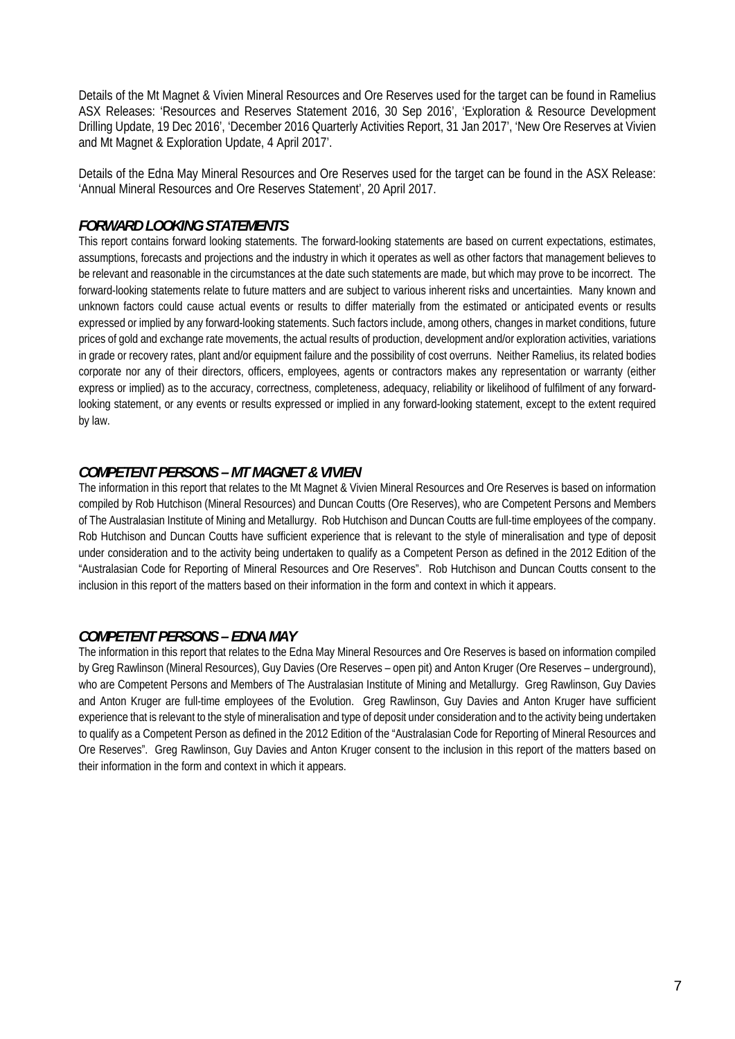Details of the Mt Magnet & Vivien Mineral Resources and Ore Reserves used for the target can be found in Ramelius ASX Releases: 'Resources and Reserves Statement 2016, 30 Sep 2016', 'Exploration & Resource Development Drilling Update, 19 Dec 2016', 'December 2016 Quarterly Activities Report, 31 Jan 2017', 'New Ore Reserves at Vivien and Mt Magnet & Exploration Update, 4 April 2017'.

Details of the Edna May Mineral Resources and Ore Reserves used for the target can be found in the ASX Release: 'Annual Mineral Resources and Ore Reserves Statement', 20 April 2017.

### *FORWARD LOOKING STATEMENTS*

This report contains forward looking statements. The forward-looking statements are based on current expectations, estimates, assumptions, forecasts and projections and the industry in which it operates as well as other factors that management believes to be relevant and reasonable in the circumstances at the date such statements are made, but which may prove to be incorrect. The forward-looking statements relate to future matters and are subject to various inherent risks and uncertainties. Many known and unknown factors could cause actual events or results to differ materially from the estimated or anticipated events or results expressed or implied by any forward-looking statements. Such factors include, among others, changes in market conditions, future prices of gold and exchange rate movements, the actual results of production, development and/or exploration activities, variations in grade or recovery rates, plant and/or equipment failure and the possibility of cost overruns. Neither Ramelius, its related bodies corporate nor any of their directors, officers, employees, agents or contractors makes any representation or warranty (either express or implied) as to the accuracy, correctness, completeness, adequacy, reliability or likelihood of fulfilment of any forward-looking statement, or any events or results expressed or implied in any forward-looking statement, except to the extent required by law.

### *COMPETENT PERSONS – MT MAGNET & VIVIEN*

The information in this report that relates to the Mt Magnet & Vivien Mineral Resources and Ore Reserves is based on information compiled by Rob Hutchison (Mineral Resources) and Duncan Coutts (Ore Reserves), who are Competent Persons and Members of The Australasian Institute of Mining and Metallurgy. Rob Hutchison and Duncan Coutts are full-time employees of the company. Rob Hutchison and Duncan Coutts have sufficient experience that is relevant to the style of mineralisation and type of deposit under consideration and to the activity being undertaken to qualify as a Competent Person as defined in the 2012 Edition of the "Australasian Code for Reporting of Mineral Resources and Ore Reserves". Rob Hutchison and Duncan Coutts consent to the inclusion in this report of the matters based on their information in the form and context in which it appears.

### *COMPETENT PERSONS – EDNA MAY*

The information in this report that relates to the Edna May Mineral Resources and Ore Reserves is based on information compiled by Greg Rawlinson (Mineral Resources), Guy Davies (Ore Reserves – open pit) and Anton Kruger (Ore Reserves – underground), who are Competent Persons and Members of The Australasian Institute of Mining and Metallurgy. Greg Rawlinson, Guy Davies and Anton Kruger are full-time employees of the Evolution. Greg Rawlinson, Guy Davies and Anton Kruger have sufficient experience that is relevant to the style of mineralisation and type of deposit under consideration and to the activity being undertaken to qualify as a Competent Person as defined in the 2012 Edition of the "Australasian Code for Reporting of Mineral Resources and Ore Reserves". Greg Rawlinson, Guy Davies and Anton Kruger consent to the inclusion in this report of the matters based on their information in the form and context in which it appears.